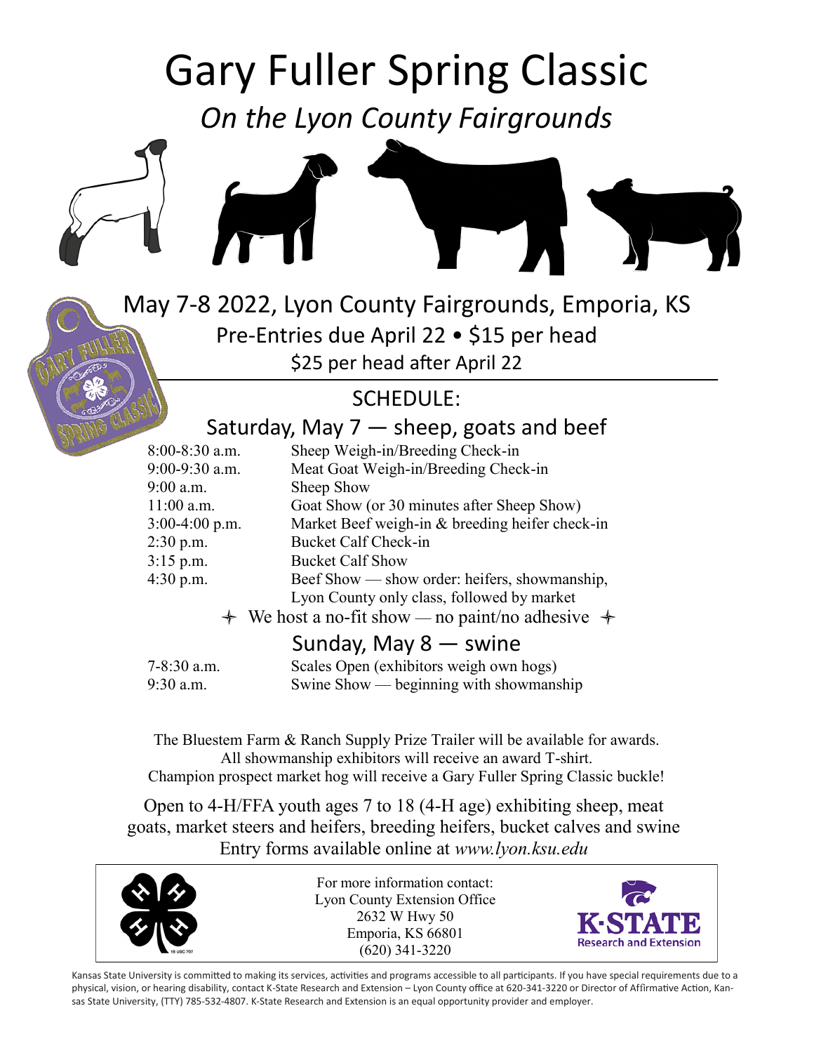# Gary Fuller Spring Classic

*On the Lyon County Fairgrounds*

## May 7-8 2022, Lyon County Fairgrounds, Emporia, KS

Pre-Entries due April 22 • $15 per head

$25 per head after April 22

## SCHEDULE:

### Saturday, May 7 — sheep, goats and beef

| | |
|---|---|
| 8:00-8:30 a.m. | Sheep Weigh-in/Breeding Check-in |
| 9:00-9:30 a.m. | Meat Goat Weigh-in/Breeding Check-in |
| 9:00 a.m. | Sheep Show |
| 11:00 a.m. | Goat Show (or 30 minutes after Sheep Show) |
| 3:00-4:00 p.m. | Market Beef weigh-in & breeding heifer check-in |
| 2:30 p.m. | Bucket Calf Check-in |
| 3:15 p.m. | Bucket Calf Show |
| 4:30 p.m. | Beef Show — show order: heifers, showmanship, Lyon County only class, followed by market |

✦ We host a no-fit show — no paint/no adhesive ✦

### Sunday, May 8 — swine

| | |
|---|---|
| 7-8:30 a.m. | Scales Open (exhibitors weigh own hogs) |
| 9:30 a.m. | Swine Show — beginning with showmanship |

The Bluestem Farm & Ranch Supply Prize Trailer will be available for awards.
All showmanship exhibitors will receive an award T-shirt.
Champion prospect market hog will receive a Gary Fuller Spring Classic buckle!

Open to 4-H/FFA youth ages 7 to 18 (4-H age) exhibiting sheep, meat goats, market steers and heifers, breeding heifers, bucket calves and swine
Entry forms available online at *www.lyon.ksu.edu*

For more information contact:
Lyon County Extension Office
2632 W Hwy 50
Emporia, KS 66801
(620) 341-3220

K-STATE Research and Extension

Kansas State University is committed to making its services, activities and programs accessible to all participants. If you have special requirements due to a physical, vision, or hearing disability, contact K-State Research and Extension – Lyon County office at 620-341-3220 or Director of Affirmative Action, Kansas State University, (TTY) 785-532-4807. K-State Research and Extension is an equal opportunity provider and employer.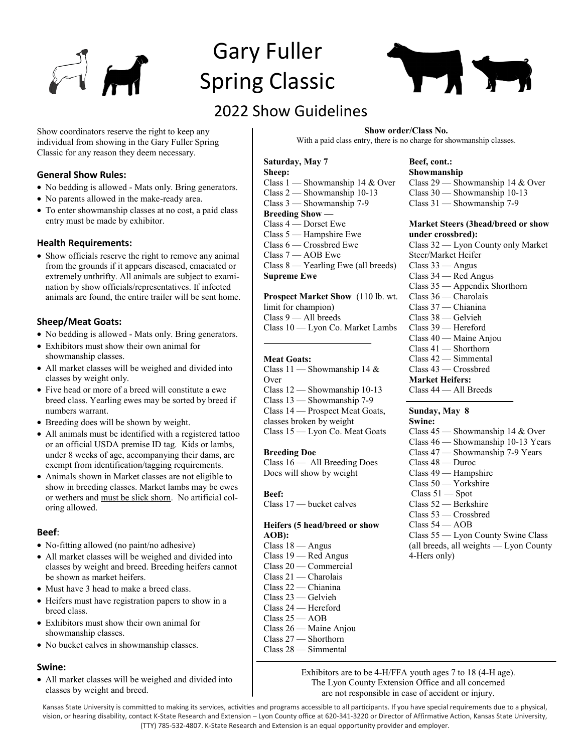# Gary Fuller Spring Classic

## 2022 Show Guidelines

Show coordinators reserve the right to keep any individual from showing in the Gary Fuller Spring Classic for any reason they deem necessary.

### General Show Rules:

- No bedding is allowed - Mats only. Bring generators.
- No parents allowed in the make-ready area.
- To enter showmanship classes at no cost, a paid class entry must be made by exhibitor.

### Health Requirements:

- Show officials reserve the right to remove any animal from the grounds if it appears diseased, emaciated or extremely unthrifty. All animals are subject to examination by show officials/representatives. If infected animals are found, the entire trailer will be sent home.

### Sheep/Meat Goats:

- No bedding is allowed - Mats only. Bring generators.
- Exhibitors must show their own animal for showmanship classes.
- All market classes will be weighed and divided into classes by weight only.
- Five head or more of a breed will constitute a ewe breed class. Yearling ewes may be sorted by breed if numbers warrant.
- Breeding does will be shown by weight.
- All animals must be identified with a registered tattoo or an official USDA premise ID tag. Kids or lambs, under 8 weeks of age, accompanying their dams, are exempt from identification/tagging requirements.
- Animals shown in Market classes are not eligible to show in breeding classes. Market lambs may be ewes or wethers and <u>must be slick shorn</u>. No artificial coloring allowed.

### Beef:

- No-fitting allowed (no paint/no adhesive)
- All market classes will be weighed and divided into classes by weight and breed. Breeding heifers cannot be shown as market heifers.
- Must have 3 head to make a breed class.
- Heifers must have registration papers to show in a breed class.
- Exhibitors must show their own animal for showmanship classes.
- No bucket calves in showmanship classes.

### Swine:

- All market classes will be weighed and divided into classes by weight and breed.

**Show order/Class No.**

With a paid class entry, there is no charge for showmanship classes.

**Saturday, May 7**

**Sheep:**

Class 1 — Showmanship 14 & Over
Class 2 — Showmanship 10-13
Class 3 — Showmanship 7-9

**Breeding Show —**

Class 4 — Dorset Ewe
Class 5 — Hampshire Ewe
Class 6 — Crossbred Ewe
Class 7 — AOB Ewe
Class 8 — Yearling Ewe (all breeds)

**Supreme Ewe**

**Prospect Market Show** (110 lb. wt. limit for champion)

Class 9 — All breeds
Class 10 — Lyon Co. Market Lambs

**Meat Goats:**

Class 11 — Showmanship 14 & Over
Class 12 — Showmanship 10-13
Class 13 — Showmanship 7-9
Class 14 — Prospect Meat Goats, classes broken by weight
Class 15 — Lyon Co. Meat Goats

**Breeding Doe**

Class 16 — All Breeding Does
Does will show by weight

**Beef:**

Class 17 — bucket calves

**Heifers (5 head/breed or show AOB):**

Class 18 — Angus
Class 19 — Red Angus
Class 20 — Commercial
Class 21 — Charolais
Class 22 — Chianina
Class 23 — Gelvieh
Class 24 — Hereford
Class 25 — AOB
Class 26 — Maine Anjou
Class 27 — Shorthorn
Class 28 — Simmental

**Beef, cont.:**

**Showmanship**

Class 29 — Showmanship 14 & Over
Class 30 — Showmanship 10-13
Class 31 — Showmanship 7-9

**Market Steers (3head/breed or show under crossbred):**

Class 32 — Lyon County only Market Steer/Market Heifer
Class 33 — Angus
Class 34 — Red Angus
Class 35 — Appendix Shorthorn
Class 36 — Charolais
Class 37 — Chianina
Class 38 — Gelvieh
Class 39 — Hereford
Class 40 — Maine Anjou
Class 41 — Shorthorn
Class 42 — Simmental
Class 43 — Crossbred

**Market Heifers:**

Class 44 — All Breeds

**Sunday, May 8**

**Swine:**

Class 45 — Showmanship 14 & Over
Class 46 — Showmanship 10-13 Years
Class 47 — Showmanship 7-9 Years
Class 48 — Duroc
Class 49 — Hampshire
Class 50 — Yorkshire
Class 51 — Spot
Class 52 — Berkshire
Class 53 — Crossbred
Class 54 — AOB
Class 55 — Lyon County Swine Class (all breeds, all weights — Lyon County 4-Hers only)

Exhibitors are to be 4-H/FFA youth ages 7 to 18 (4-H age).
The Lyon County Extension Office and all concerned are not responsible in case of accident or injury.

Kansas State University is committed to making its services, activities and programs accessible to all participants. If you have special requirements due to a physical, vision, or hearing disability, contact K-State Research and Extension – Lyon County office at 620-341-3220 or Director of Affirmative Action, Kansas State University, (TTY) 785-532-4807. K-State Research and Extension is an equal opportunity provider and employer.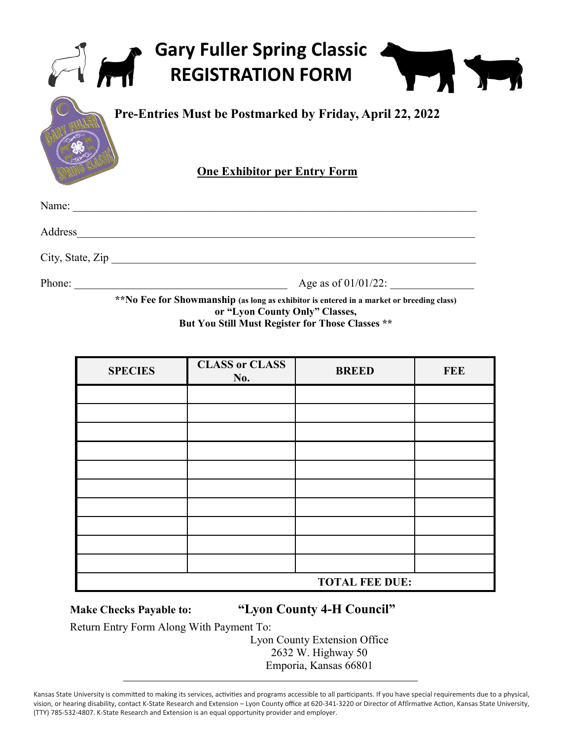# Gary Fuller Spring Classic REGISTRATION FORM

**Pre-Entries Must be Postmarked by Friday, April 22, 2022**

**One Exhibitor per Entry Form**

Name: ______________________________________________________________________

Address______________________________________________________________________

City, State, Zip ______________________________________________________________

Phone: ____________________________________ Age as of 01/01/22: _______________

**\*\*No Fee for Showmanship (as long as exhibitor is entered in a market or breeding class) or "Lyon County Only" Classes, But You Still Must Register for Those Classes \*\***

| SPECIES | CLASS or CLASS No. | BREED | FEE |
|---|---|---|---|
| | | | |
| | | | |
| | | | |
| | | | |
| | | | |
| | | | |
| | | | |
| | | | |
| | | | |
| | | | |
| | | **TOTAL FEE DUE:** | |

**Make Checks Payable to:** **"Lyon County 4-H Council"**

Return Entry Form Along With Payment To:

Lyon County Extension Office
2632 W. Highway 50
Emporia, Kansas 66801

Kansas State University is committed to making its services, activities and programs accessible to all participants. If you have special requirements due to a physical, vision, or hearing disability, contact K-State Research and Extension – Lyon County office at 620-341-3220 or Director of Affirmative Action, Kansas State University, (TTY) 785-532-4807. K-State Research and Extension is an equal opportunity provider and employer.